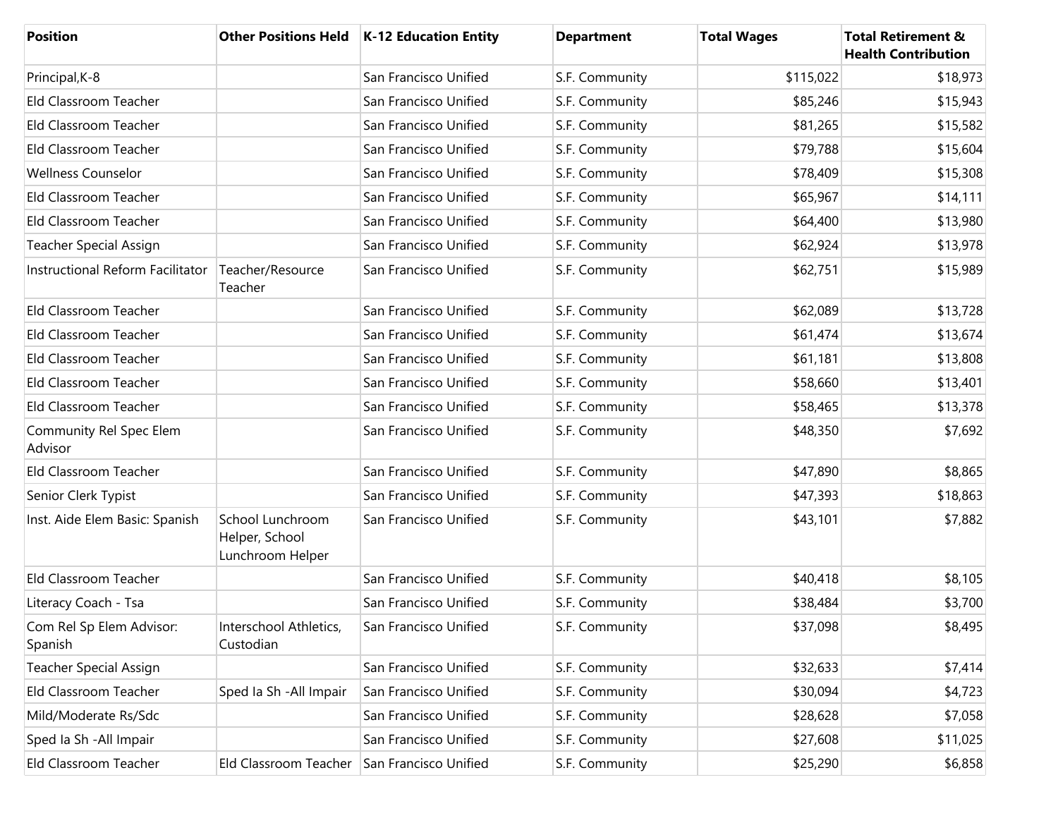| Position | Other Positions Held | K-12 Education Entity | Department | Total Wages | Total Retirement & Health Contribution |
|---|---|---|---|---|---|
| Principal,K-8 | | San Francisco Unified | S.F. Community | $115,022 | $18,973 |
| Eld Classroom Teacher | | San Francisco Unified | S.F. Community | $85,246 | $15,943 |
| Eld Classroom Teacher | | San Francisco Unified | S.F. Community | $81,265 | $15,582 |
| Eld Classroom Teacher | | San Francisco Unified | S.F. Community | $79,788 | $15,604 |
| Wellness Counselor | | San Francisco Unified | S.F. Community | $78,409 | $15,308 |
| Eld Classroom Teacher | | San Francisco Unified | S.F. Community | $65,967 | $14,111 |
| Eld Classroom Teacher | | San Francisco Unified | S.F. Community | $64,400 | $13,980 |
| Teacher Special Assign | | San Francisco Unified | S.F. Community | $62,924 | $13,978 |
| Instructional Reform Facilitator | Teacher/Resource Teacher | San Francisco Unified | S.F. Community | $62,751 | $15,989 |
| Eld Classroom Teacher | | San Francisco Unified | S.F. Community | $62,089 | $13,728 |
| Eld Classroom Teacher | | San Francisco Unified | S.F. Community | $61,474 | $13,674 |
| Eld Classroom Teacher | | San Francisco Unified | S.F. Community | $61,181 | $13,808 |
| Eld Classroom Teacher | | San Francisco Unified | S.F. Community | $58,660 | $13,401 |
| Eld Classroom Teacher | | San Francisco Unified | S.F. Community | $58,465 | $13,378 |
| Community Rel Spec Elem Advisor | | San Francisco Unified | S.F. Community | $48,350 | $7,692 |
| Eld Classroom Teacher | | San Francisco Unified | S.F. Community | $47,890 | $8,865 |
| Senior Clerk Typist | | San Francisco Unified | S.F. Community | $47,393 | $18,863 |
| Inst. Aide Elem Basic: Spanish | School Lunchroom Helper, School Lunchroom Helper | San Francisco Unified | S.F. Community | $43,101 | $7,882 |
| Eld Classroom Teacher | | San Francisco Unified | S.F. Community | $40,418 | $8,105 |
| Literacy Coach - Tsa | | San Francisco Unified | S.F. Community | $38,484 | $3,700 |
| Com Rel Sp Elem Advisor: Spanish | Interschool Athletics, Custodian | San Francisco Unified | S.F. Community | $37,098 | $8,495 |
| Teacher Special Assign | | San Francisco Unified | S.F. Community | $32,633 | $7,414 |
| Eld Classroom Teacher | Sped Ia Sh -All Impair | San Francisco Unified | S.F. Community | $30,094 | $4,723 |
| Mild/Moderate Rs/Sdc | | San Francisco Unified | S.F. Community | $28,628 | $7,058 |
| Sped Ia Sh -All Impair | | San Francisco Unified | S.F. Community | $27,608 | $11,025 |
| Eld Classroom Teacher | Eld Classroom Teacher | San Francisco Unified | S.F. Community | $25,290 | $6,858 |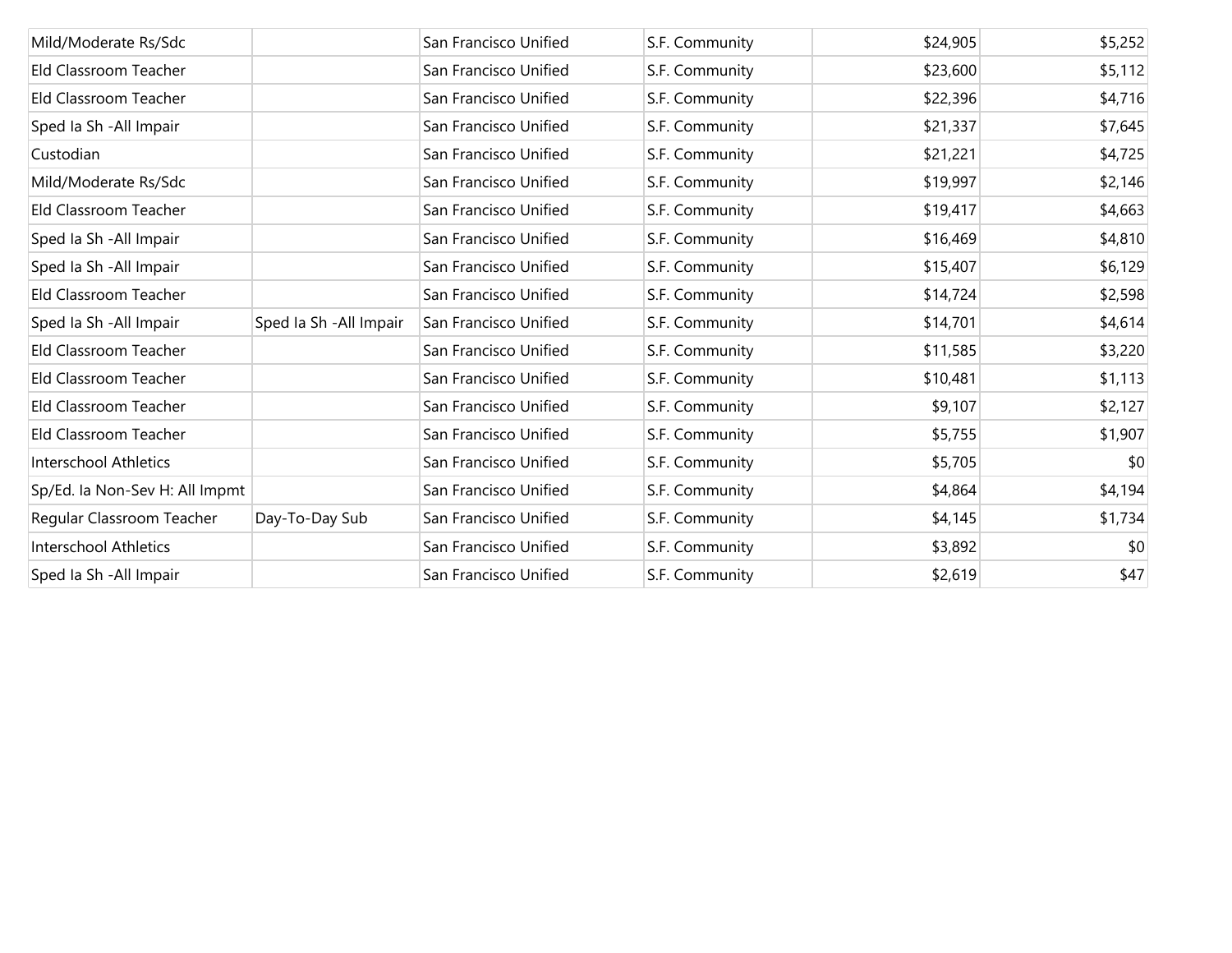| | | | | | |
|---|---|---|---|---|---|
| Mild/Moderate Rs/Sdc | | San Francisco Unified | S.F. Community | $24,905 | $5,252 |
| Eld Classroom Teacher | | San Francisco Unified | S.F. Community | $23,600 | $5,112 |
| Eld Classroom Teacher | | San Francisco Unified | S.F. Community | $22,396 | $4,716 |
| Sped Ia Sh -All Impair | | San Francisco Unified | S.F. Community | $21,337 | $7,645 |
| Custodian | | San Francisco Unified | S.F. Community | $21,221 | $4,725 |
| Mild/Moderate Rs/Sdc | | San Francisco Unified | S.F. Community | $19,997 | $2,146 |
| Eld Classroom Teacher | | San Francisco Unified | S.F. Community | $19,417 | $4,663 |
| Sped Ia Sh -All Impair | | San Francisco Unified | S.F. Community | $16,469 | $4,810 |
| Sped Ia Sh -All Impair | | San Francisco Unified | S.F. Community | $15,407 | $6,129 |
| Eld Classroom Teacher | | San Francisco Unified | S.F. Community | $14,724 | $2,598 |
| Sped Ia Sh -All Impair | Sped Ia Sh -All Impair | San Francisco Unified | S.F. Community | $14,701 | $4,614 |
| Eld Classroom Teacher | | San Francisco Unified | S.F. Community | $11,585 | $3,220 |
| Eld Classroom Teacher | | San Francisco Unified | S.F. Community | $10,481 | $1,113 |
| Eld Classroom Teacher | | San Francisco Unified | S.F. Community | $9,107 | $2,127 |
| Eld Classroom Teacher | | San Francisco Unified | S.F. Community | $5,755 | $1,907 |
| Interschool Athletics | | San Francisco Unified | S.F. Community | $5,705 | $0 |
| Sp/Ed. Ia Non-Sev H: All Impmt | | San Francisco Unified | S.F. Community | $4,864 | $4,194 |
| Regular Classroom Teacher | Day-To-Day Sub | San Francisco Unified | S.F. Community | $4,145 | $1,734 |
| Interschool Athletics | | San Francisco Unified | S.F. Community | $3,892 | $0 |
| Sped Ia Sh -All Impair | | San Francisco Unified | S.F. Community | $2,619 | $47 |